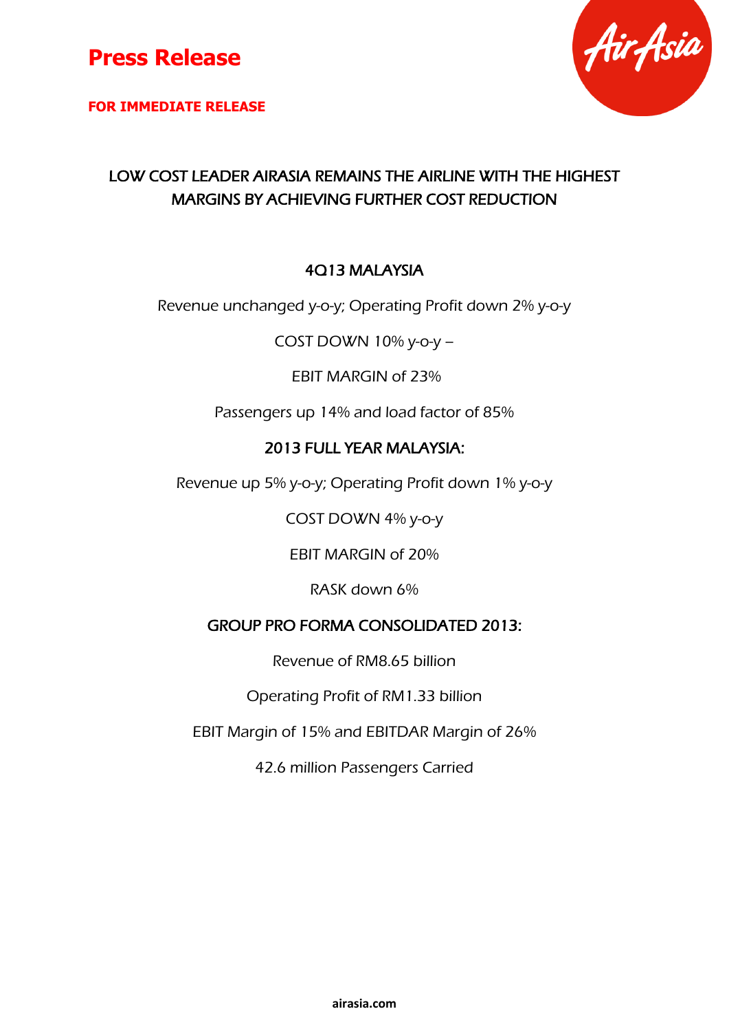# Press Release

**FOR IMMEDIATE RELEASE**

## LOW COST LEADER AIRASIA REMAINS THE AIRLINE WITH THE HIGHEST MARGINS BY ACHIEVING FURTHER COST REDUCTION

### 4Q13 MALAYSIA

Revenue unchanged y-o-y; Operating Profit down 2% y-o-y

COST DOWN 10% y-o-y –

EBIT MARGIN of 23%

Passengers up 14% and load factor of 85%

### 2013 FULL YEAR MALAYSIA:

Revenue up 5% y-o-y; Operating Profit down 1% y-o-y

COST DOWN 4% y-o-y

EBIT MARGIN of 20%

RASK down 6%

### GROUP PRO FORMA CONSOLIDATED 2013:

Revenue of RM8.65 billion

Operating Profit of RM1.33 billion

EBIT Margin of 15% and EBITDAR Margin of 26%

42.6 million Passengers Carried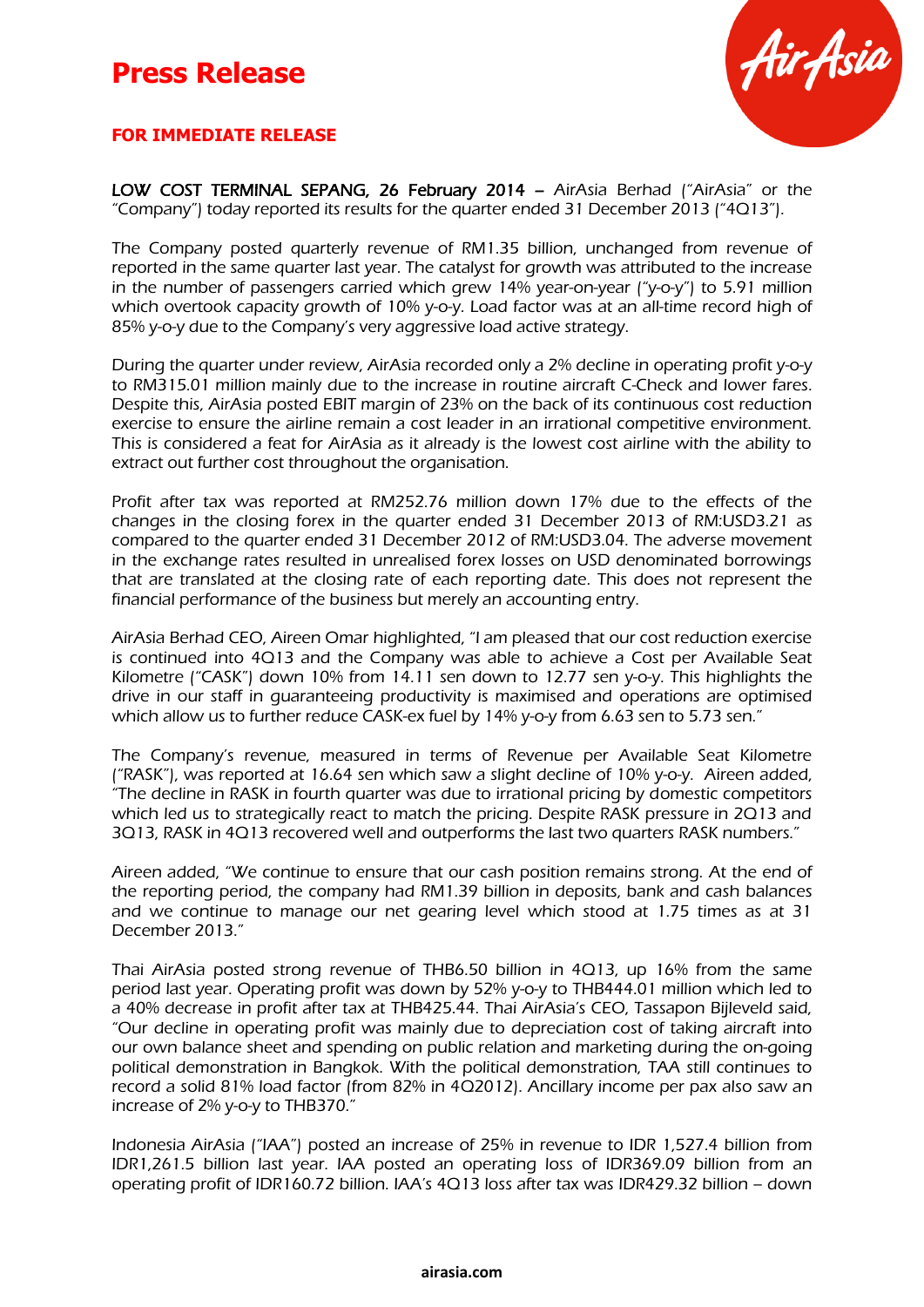# Press Release

**FOR IMMEDIATE RELEASE**

LOW COST TERMINAL SEPANG, 26 February 2014 – AirAsia Berhad ("AirAsia" or the "Company") today reported its results for the quarter ended 31 December 2013 ("4Q13").

The Company posted quarterly revenue of RM1.35 billion, unchanged from revenue of reported in the same quarter last year. The catalyst for growth was attributed to the increase in the number of passengers carried which grew 14% year-on-year ("y-o-y") to 5.91 million which overtook capacity growth of 10% y-o-y. Load factor was at an all-time record high of 85% y-o-y due to the Company's very aggressive load active strategy.

During the quarter under review, AirAsia recorded only a 2% decline in operating profit y-o-y to RM315.01 million mainly due to the increase in routine aircraft C-Check and lower fares. Despite this, AirAsia posted EBIT margin of 23% on the back of its continuous cost reduction exercise to ensure the airline remain a cost leader in an irrational competitive environment. This is considered a feat for AirAsia as it already is the lowest cost airline with the ability to extract out further cost throughout the organisation.

Profit after tax was reported at RM252.76 million down 17% due to the effects of the changes in the closing forex in the quarter ended 31 December 2013 of RM:USD3.21 as compared to the quarter ended 31 December 2012 of RM:USD3.04. The adverse movement in the exchange rates resulted in unrealised forex losses on USD denominated borrowings that are translated at the closing rate of each reporting date. This does not represent the financial performance of the business but merely an accounting entry.

AirAsia Berhad CEO, Aireen Omar highlighted, "I am pleased that our cost reduction exercise is continued into 4Q13 and the Company was able to achieve a Cost per Available Seat Kilometre ("CASK") down 10% from 14.11 sen down to 12.77 sen y-o-y. This highlights the drive in our staff in guaranteeing productivity is maximised and operations are optimised which allow us to further reduce CASK-ex fuel by 14% y-o-y from 6.63 sen to 5.73 sen."

The Company's revenue, measured in terms of Revenue per Available Seat Kilometre ("RASK"), was reported at 16.64 sen which saw a slight decline of 10% y-o-y. Aireen added, "The decline in RASK in fourth quarter was due to irrational pricing by domestic competitors which led us to strategically react to match the pricing. Despite RASK pressure in 2Q13 and 3Q13, RASK in 4Q13 recovered well and outperforms the last two quarters RASK numbers."

Aireen added, "We continue to ensure that our cash position remains strong. At the end of the reporting period, the company had RM1.39 billion in deposits, bank and cash balances and we continue to manage our net gearing level which stood at 1.75 times as at 31 December 2013."

Thai AirAsia posted strong revenue of THB6.50 billion in 4Q13, up 16% from the same period last year. Operating profit was down by 52% y-o-y to THB444.01 million which led to a 40% decrease in profit after tax at THB425.44. Thai AirAsia's CEO, Tassapon Bijleveld said, "Our decline in operating profit was mainly due to depreciation cost of taking aircraft into our own balance sheet and spending on public relation and marketing during the on-going political demonstration in Bangkok. With the political demonstration, TAA still continues to record a solid 81% load factor (from 82% in 4Q2012). Ancillary income per pax also saw an increase of 2% y-o-y to THB370."

Indonesia AirAsia ("IAA") posted an increase of 25% in revenue to IDR 1,527.4 billion from IDR1,261.5 billion last year. IAA posted an operating loss of IDR369.09 billion from an operating profit of IDR160.72 billion. IAA's 4Q13 loss after tax was IDR429.32 billion – down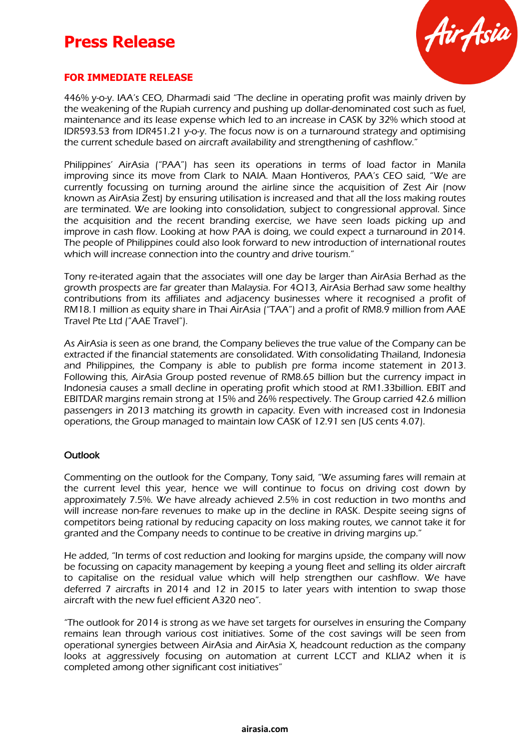446% y-o-y. IAA's CEO, Dharmadi said "The decline in operating profit was mainly driven by the weakening of the Rupiah currency and pushing up dollar-denominated cost such as fuel, maintenance and its lease expense which led to an increase in CASK by 32% which stood at IDR593.53 from IDR451.21 y-o-y. The focus now is on a turnaround strategy and optimising the current schedule based on aircraft availability and strengthening of cashflow."

Philippines' AirAsia ("PAA") has seen its operations in terms of load factor in Manila improving since its move from Clark to NAIA. Maan Hontiveros, PAA's CEO said, "We are currently focussing on turning around the airline since the acquisition of Zest Air (now known as AirAsia Zest) by ensuring utilisation is increased and that all the loss making routes are terminated. We are looking into consolidation, subject to congressional approval. Since the acquisition and the recent branding exercise, we have seen loads picking up and improve in cash flow. Looking at how PAA is doing, we could expect a turnaround in 2014. The people of Philippines could also look forward to new introduction of international routes which will increase connection into the country and drive tourism."

Tony re-iterated again that the associates will one day be larger than AirAsia Berhad as the growth prospects are far greater than Malaysia. For 4Q13, AirAsia Berhad saw some healthy contributions from its affiliates and adjacency businesses where it recognised a profit of RM18.1 million as equity share in Thai AirAsia ("TAA") and a profit of RM8.9 million from AAE Travel Pte Ltd ("AAE Travel").

As AirAsia is seen as one brand, the Company believes the true value of the Company can be extracted if the financial statements are consolidated. With consolidating Thailand, Indonesia and Philippines, the Company is able to publish pre forma income statement in 2013. Following this, AirAsia Group posted revenue of RM8.65 billion but the currency impact in Indonesia causes a small decline in operating profit which stood at RM1.33billion. EBIT and EBITDAR margins remain strong at 15% and 26% respectively. The Group carried 42.6 million passengers in 2013 matching its growth in capacity. Even with increased cost in Indonesia operations, the Group managed to maintain low CASK of 12.91 sen (US cents 4.07).

## Outlook

Commenting on the outlook for the Company, Tony said, "We assuming fares will remain at the current level this year, hence we will continue to focus on driving cost down by approximately 7.5%. We have already achieved 2.5% in cost reduction in two months and will increase non-fare revenues to make up in the decline in RASK. Despite seeing signs of competitors being rational by reducing capacity on loss making routes, we cannot take it for granted and the Company needs to continue to be creative in driving margins up."

He added, "In terms of cost reduction and looking for margins upside, the company will now be focussing on capacity management by keeping a young fleet and selling its older aircraft to capitalise on the residual value which will help strengthen our cashflow. We have deferred 7 aircrafts in 2014 and 12 in 2015 to later years with intention to swap those aircraft with the new fuel efficient A320 neo".

"The outlook for 2014 is strong as we have set targets for ourselves in ensuring the Company remains lean through various cost initiatives. Some of the cost savings will be seen from operational synergies between AirAsia and AirAsia X, headcount reduction as the company looks at aggressively focusing on automation at current LCCT and KLIA2 when it is completed among other significant cost initiatives"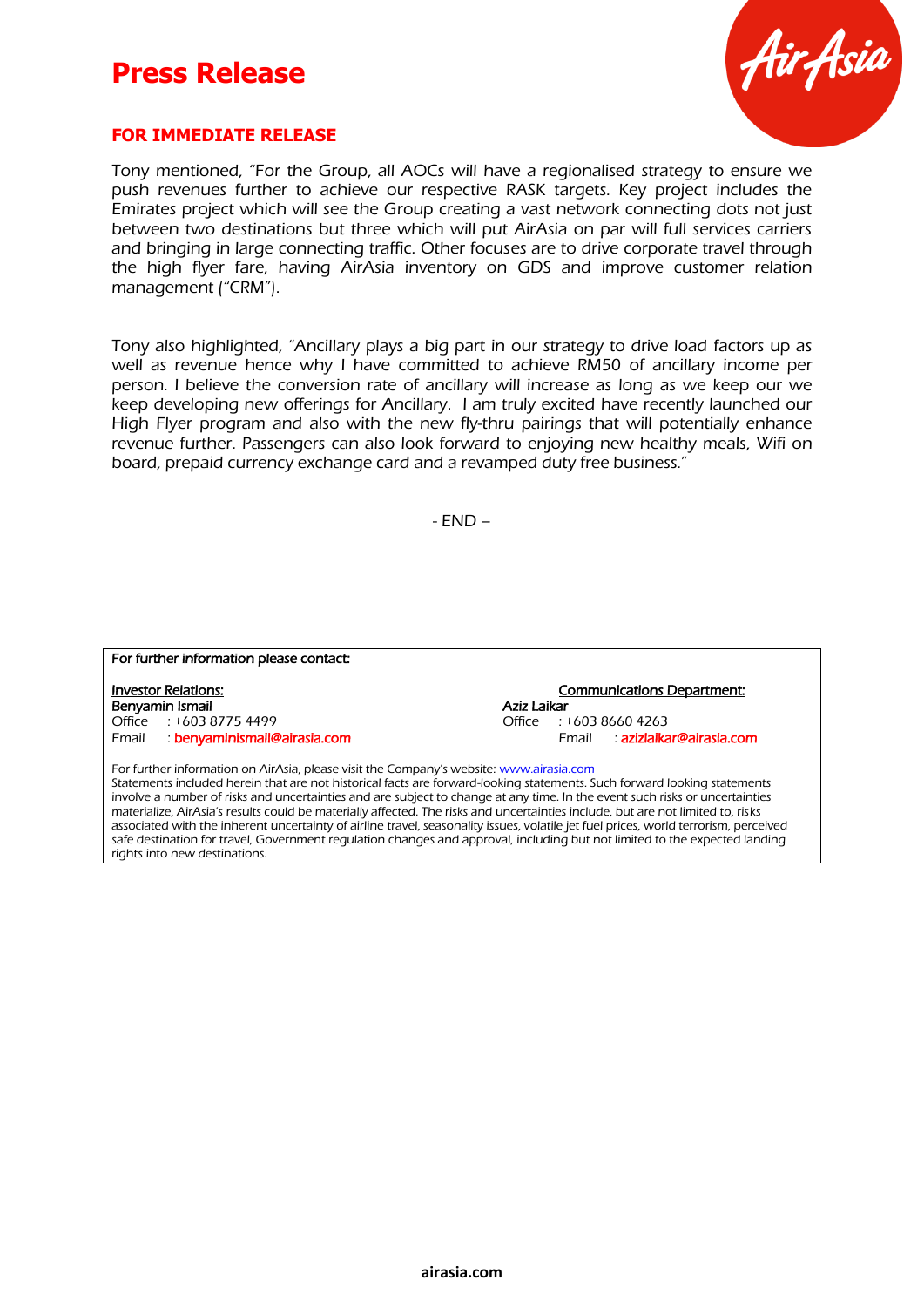# Press Release

**FOR IMMEDIATE RELEASE**

Tony mentioned, "For the Group, all AOCs will have a regionalised strategy to ensure we push revenues further to achieve our respective RASK targets. Key project includes the Emirates project which will see the Group creating a vast network connecting dots not just between two destinations but three which will put AirAsia on par will full services carriers and bringing in large connecting traffic. Other focuses are to drive corporate travel through the high flyer fare, having AirAsia inventory on GDS and improve customer relation management ("CRM").

Tony also highlighted, "Ancillary plays a big part in our strategy to drive load factors up as well as revenue hence why I have committed to achieve RM50 of ancillary income per person. I believe the conversion rate of ancillary will increase as long as we keep our we keep developing new offerings for Ancillary. I am truly excited have recently launched our High Flyer program and also with the new fly-thru pairings that will potentially enhance revenue further. Passengers can also look forward to enjoying new healthy meals, Wifi on board, prepaid currency exchange card and a revamped duty free business."

\- END –

For further information please contact:

**Investor Relations:**
Benyamin Ismail
Office : +603 8775 4499
Email : benyaminismail@airasia.com

**Communications Department:**
Aziz Laikar
Office : +603 8660 4263
Email : azizlaikar@airasia.com

For further information on AirAsia, please visit the Company's website: www.airasia.com
Statements included herein that are not historical facts are forward-looking statements. Such forward looking statements involve a number of risks and uncertainties and are subject to change at any time. In the event such risks or uncertainties materialize, AirAsia's results could be materially affected. The risks and uncertainties include, but are not limited to, risks associated with the inherent uncertainty of airline travel, seasonality issues, volatile jet fuel prices, world terrorism, perceived safe destination for travel, Government regulation changes and approval, including but not limited to the expected landing rights into new destinations.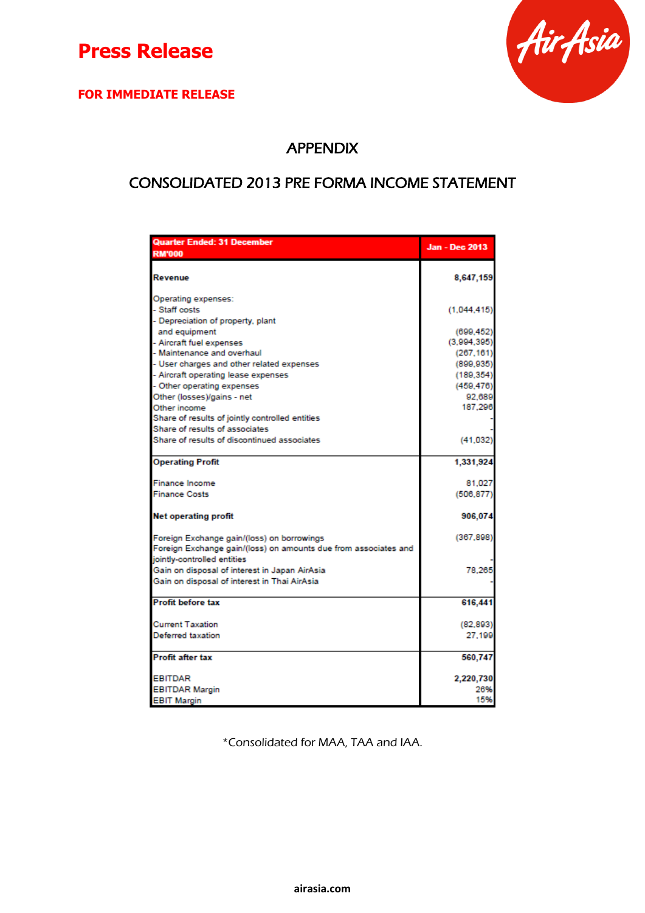**Press Release**

**FOR IMMEDIATE RELEASE**

# APPENDIX

## CONSOLIDATED 2013 PRE FORMA INCOME STATEMENT

| Quarter Ended: 31 December RM'000 | Jan - Dec 2013 |
|---|---|
| **Revenue** | **8,647,159** |
| Operating expenses: | |
| - Staff costs | (1,044,415) |
| - Depreciation of property, plant and equipment | (699,452) |
| - Aircraft fuel expenses | (3,994,395) |
| - Maintenance and overhaul | (267,161) |
| - User charges and other related expenses | (899,935) |
| - Aircraft operating lease expenses | (189,354) |
| - Other operating expenses | (459,476) |
| Other (losses)/gains - net | 92,689 |
| Other income | 187,296 |
| Share of results of jointly controlled entities | - |
| Share of results of associates | - |
| Share of results of discontinued associates | (41,032) |
| **Operating Profit** | **1,331,924** |
| Finance Income | 81,027 |
| Finance Costs | (506,877) |
| **Net operating profit** | **906,074** |
| Foreign Exchange gain/(loss) on borrowings | (367,898) |
| Foreign Exchange gain/(loss) on amounts due from associates and jointly-controlled entities | - |
| Gain on disposal of interest in Japan AirAsia | 78,265 |
| Gain on disposal of interest in Thai AirAsia | - |
| **Profit before tax** | **616,441** |
| Current Taxation | (82,893) |
| Deferred taxation | 27,199 |
| **Profit after tax** | **560,747** |
| EBITDAR | **2,220,730** |
| EBITDAR Margin | 26% |
| EBIT Margin | 15% |

*Consolidated for MAA, TAA and IAA.

airasia.com